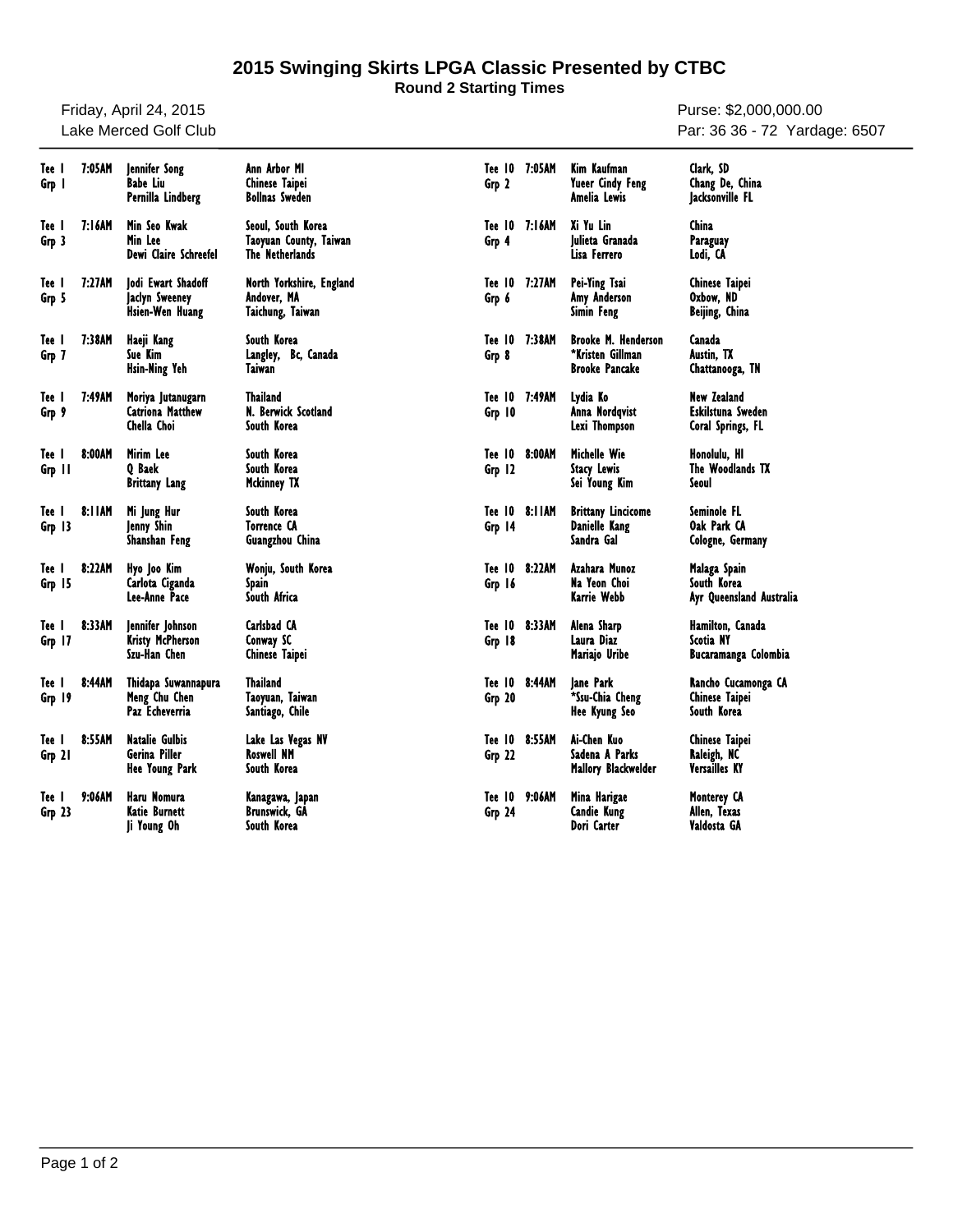# 2015 Swinging Skirts LPGA Classic Presented by CTBC

**Round 2 Starting Times**

Friday, April 24, 2015 — Purse: $2,000,000.00

Lake Merced Golf Club — Par: 36 36 - 72 Yardage: 6507

| Tee | Time | Player | Hometown |
|---|---|---|---|
| Tee 1 Grp 1 | 7:05AM | Jennifer Song | Ann Arbor MI |
| | | Babe Liu | Chinese Taipei |
| | | Pernilla Lindberg | Bollnas Sweden |
| Tee 1 Grp 3 | 7:16AM | Min Seo Kwak | Seoul, South Korea |
| | | Min Lee | Taoyuan County, Taiwan |
| | | Dewi Claire Schreefel | The Netherlands |
| Tee 1 Grp 5 | 7:27AM | Jodi Ewart Shadoff | North Yorkshire, England |
| | | Jaclyn Sweeney | Andover, MA |
| | | Hsien-Wen Huang | Taichung, Taiwan |
| Tee 1 Grp 7 | 7:38AM | Haeji Kang | South Korea |
| | | Sue Kim | Langley, Bc, Canada |
| | | Hsin-Ning Yeh | Taiwan |
| Tee 1 Grp 9 | 7:49AM | Moriya Jutanugarn | Thailand |
| | | Catriona Matthew | N. Berwick Scotland |
| | | Chella Choi | South Korea |
| Tee 1 Grp 11 | 8:00AM | Mirim Lee | South Korea |
| | | Q Baek | South Korea |
| | | Brittany Lang | Mckinney TX |
| Tee 1 Grp 13 | 8:11AM | Mi Jung Hur | South Korea |
| | | Jenny Shin | Torrence CA |
| | | Shanshan Feng | Guangzhou China |
| Tee 1 Grp 15 | 8:22AM | Hyo Joo Kim | Wonju, South Korea |
| | | Carlota Ciganda | Spain |
| | | Lee-Anne Pace | South Africa |
| Tee 1 Grp 17 | 8:33AM | Jennifer Johnson | Carlsbad CA |
| | | Kristy McPherson | Conway SC |
| | | Szu-Han Chen | Chinese Taipei |
| Tee 1 Grp 19 | 8:44AM | Thidapa Suwannapura | Thailand |
| | | Meng Chu Chen | Taoyuan, Taiwan |
| | | Paz Echeverria | Santiago, Chile |
| Tee 1 Grp 21 | 8:55AM | Natalie Gulbis | Lake Las Vegas NV |
| | | Gerina Piller | Roswell NM |
| | | Hee Young Park | South Korea |
| Tee 1 Grp 23 | 9:06AM | Haru Nomura | Kanagawa, Japan |
| | | Katie Burnett | Brunswick, GA |
| | | Ji Young Oh | South Korea |
| Tee 10 Grp 2 | 7:05AM | Kim Kaufman | Clark, SD |
| | | Yueer Cindy Feng | Chang De, China |
| | | Amelia Lewis | Jacksonville FL |
| Tee 10 Grp 4 | 7:16AM | Xi Yu Lin | China |
| | | Julieta Granada | Paraguay |
| | | Lisa Ferrero | Lodi, CA |
| Tee 10 Grp 6 | 7:27AM | Pei-Ying Tsai | Chinese Taipei |
| | | Amy Anderson | Oxbow, ND |
| | | Simin Feng | Beijing, China |
| Tee 10 Grp 8 | 7:38AM | Brooke M. Henderson | Canada |
| | | *Kristen Gillman | Austin, TX |
| | | Brooke Pancake | Chattanooga, TN |
| Tee 10 Grp 10 | 7:49AM | Lydia Ko | New Zealand |
| | | Anna Nordqvist | Eskilstuna Sweden |
| | | Lexi Thompson | Coral Springs, FL |
| Tee 10 Grp 12 | 8:00AM | Michelle Wie | Honolulu, HI |
| | | Stacy Lewis | The Woodlands TX |
| | | Sei Young Kim | Seoul |
| Tee 10 Grp 14 | 8:11AM | Brittany Lincicome | Seminole FL |
| | | Danielle Kang | Oak Park CA |
| | | Sandra Gal | Cologne, Germany |
| Tee 10 Grp 16 | 8:22AM | Azahara Munoz | Malaga Spain |
| | | Na Yeon Choi | South Korea |
| | | Karrie Webb | Ayr Queensland Australia |
| Tee 10 Grp 18 | 8:33AM | Alena Sharp | Hamilton, Canada |
| | | Laura Diaz | Scotia NY |
| | | Mariajo Uribe | Bucaramanga Colombia |
| Tee 10 Grp 20 | 8:44AM | Jane Park | Rancho Cucamonga CA |
| | | *Ssu-Chia Cheng | Chinese Taipei |
| | | Hee Kyung Seo | South Korea |
| Tee 10 Grp 22 | 8:55AM | Ai-Chen Kuo | Chinese Taipei |
| | | Sadena A Parks | Raleigh, NC |
| | | Mallory Blackwelder | Versailles KY |
| Tee 10 Grp 24 | 9:06AM | Mina Harigae | Monterey CA |
| | | Candie Kung | Allen, Texas |
| | | Dori Carter | Valdosta GA |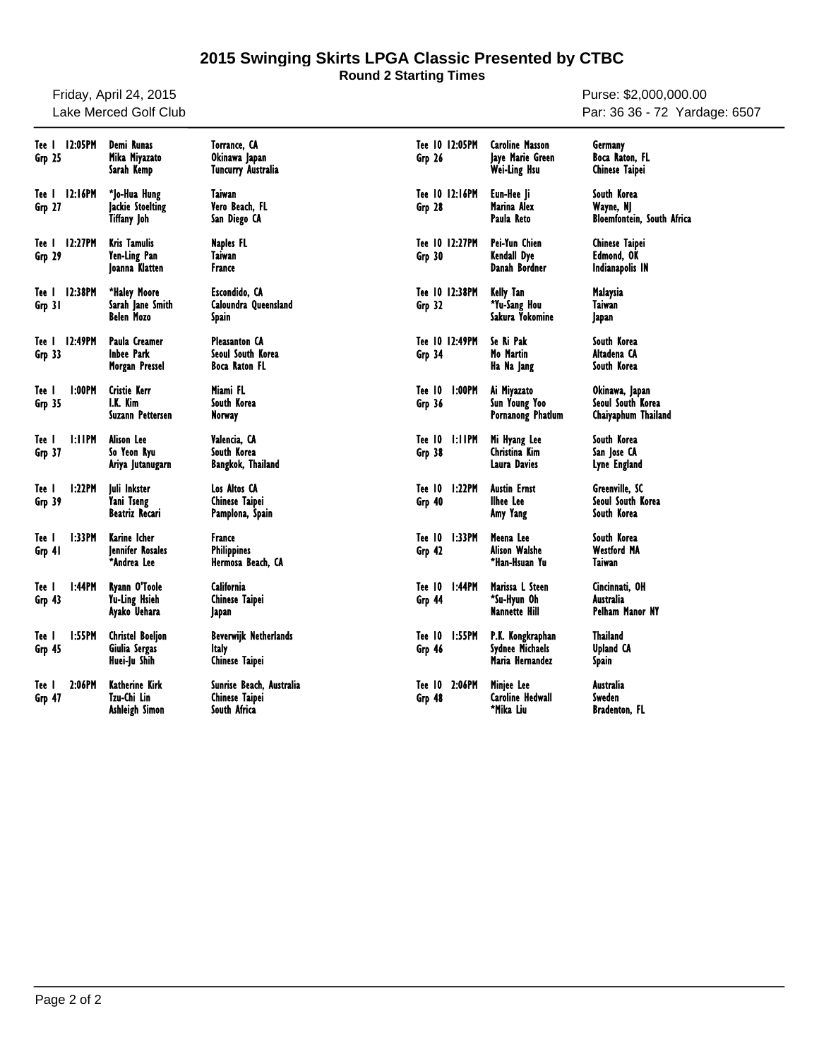# 2015 Swinging Skirts LPGA Classic Presented by CTBC

## Round 2 Starting Times

Friday, April 24, 2015
Lake Merced Golf Club

Purse: $2,000,000.00
Par: 36 36 - 72 Yardage: 6507

| | | | | | |
|---|---|---|---|---|---|
| Tee 1 12:05PM Grp 25 | Demi Runas | Torrance, CA | Tee 10 12:05PM Grp 26 | Caroline Masson | Germany |
| | Mika Miyazato | Okinawa Japan | | Jaye Marie Green | Boca Raton, FL |
| | Sarah Kemp | Tuncurry Australia | | Wei-Ling Hsu | Chinese Taipei |
| Tee 1 12:16PM Grp 27 | *Jo-Hua Hung | Taiwan | Tee 10 12:16PM Grp 28 | Eun-Hee Ji | South Korea |
| | Jackie Stoelting | Vero Beach, FL | | Marina Alex | Wayne, NJ |
| | Tiffany Joh | San Diego CA | | Paula Reto | Bloemfontein, South Africa |
| Tee 1 12:27PM Grp 29 | Kris Tamulis | Naples FL | Tee 10 12:27PM Grp 30 | Pei-Yun Chien | Chinese Taipei |
| | Yen-Ling Pan | Taiwan | | Kendall Dye | Edmond, OK |
| | Joanna Klatten | France | | Danah Bordner | Indianapolis IN |
| Tee 1 12:38PM Grp 31 | *Haley Moore | Escondido, CA | Tee 10 12:38PM Grp 32 | Kelly Tan | Malaysia |
| | Sarah Jane Smith | Caloundra Queensland | | *Yu-Sang Hou | Taiwan |
| | Belen Mozo | Spain | | Sakura Yokomine | Japan |
| Tee 1 12:49PM Grp 33 | Paula Creamer | Pleasanton CA | Tee 10 12:49PM Grp 34 | Se Ri Pak | South Korea |
| | Inbee Park | Seoul South Korea | | Mo Martin | Altadena CA |
| | Morgan Pressel | Boca Raton FL | | Ha Na Jang | South Korea |
| Tee 1 1:00PM Grp 35 | Cristie Kerr | Miami FL | Tee 10 1:00PM Grp 36 | Ai Miyazato | Okinawa, Japan |
| | I.K. Kim | South Korea | | Sun Young Yoo | Seoul South Korea |
| | Suzann Pettersen | Norway | | Pornanong Phatlum | Chaiyaphum Thailand |
| Tee 1 1:11PM Grp 37 | Alison Lee | Valencia, CA | Tee 10 1:11PM Grp 38 | Mi Hyang Lee | South Korea |
| | So Yeon Ryu | South Korea | | Christina Kim | San Jose CA |
| | Ariya Jutanugarn | Bangkok, Thailand | | Laura Davies | Lyne England |
| Tee 1 1:22PM Grp 39 | Juli Inkster | Los Altos CA | Tee 10 1:22PM Grp 40 | Austin Ernst | Greenville, SC |
| | Yani Tseng | Chinese Taipei | | Ilhee Lee | Seoul South Korea |
| | Beatriz Recari | Pamplona, Spain | | Amy Yang | South Korea |
| Tee 1 1:33PM Grp 41 | Karine Icher | France | Tee 10 1:33PM Grp 42 | Meena Lee | South Korea |
| | Jennifer Rosales | Philippines | | Alison Walshe | Westford MA |
| | *Andrea Lee | Hermosa Beach, CA | | *Han-Hsuan Yu | Taiwan |
| Tee 1 1:44PM Grp 43 | Ryann O'Toole | California | Tee 10 1:44PM Grp 44 | Marissa L Steen | Cincinnati, OH |
| | Yu-Ling Hsieh | Chinese Taipei | | *Su-Hyun Oh | Australia |
| | Ayako Uehara | Japan | | Nannette Hill | Pelham Manor NY |
| Tee 1 1:55PM Grp 45 | Christel Boeljon | Beverwijk Netherlands | Tee 10 1:55PM Grp 46 | P.K. Kongkraphan | Thailand |
| | Giulia Sergas | Italy | | Sydnee Michaels | Upland CA |
| | Huei-Ju Shih | Chinese Taipei | | Maria Hernandez | Spain |
| Tee 1 2:06PM Grp 47 | Katherine Kirk | Sunrise Beach, Australia | Tee 10 2:06PM Grp 48 | Minjee Lee | Australia |
| | Tzu-Chi Lin | Chinese Taipei | | Caroline Hedwall | Sweden |
| | Ashleigh Simon | South Africa | | *Mika Liu | Bradenton, FL |